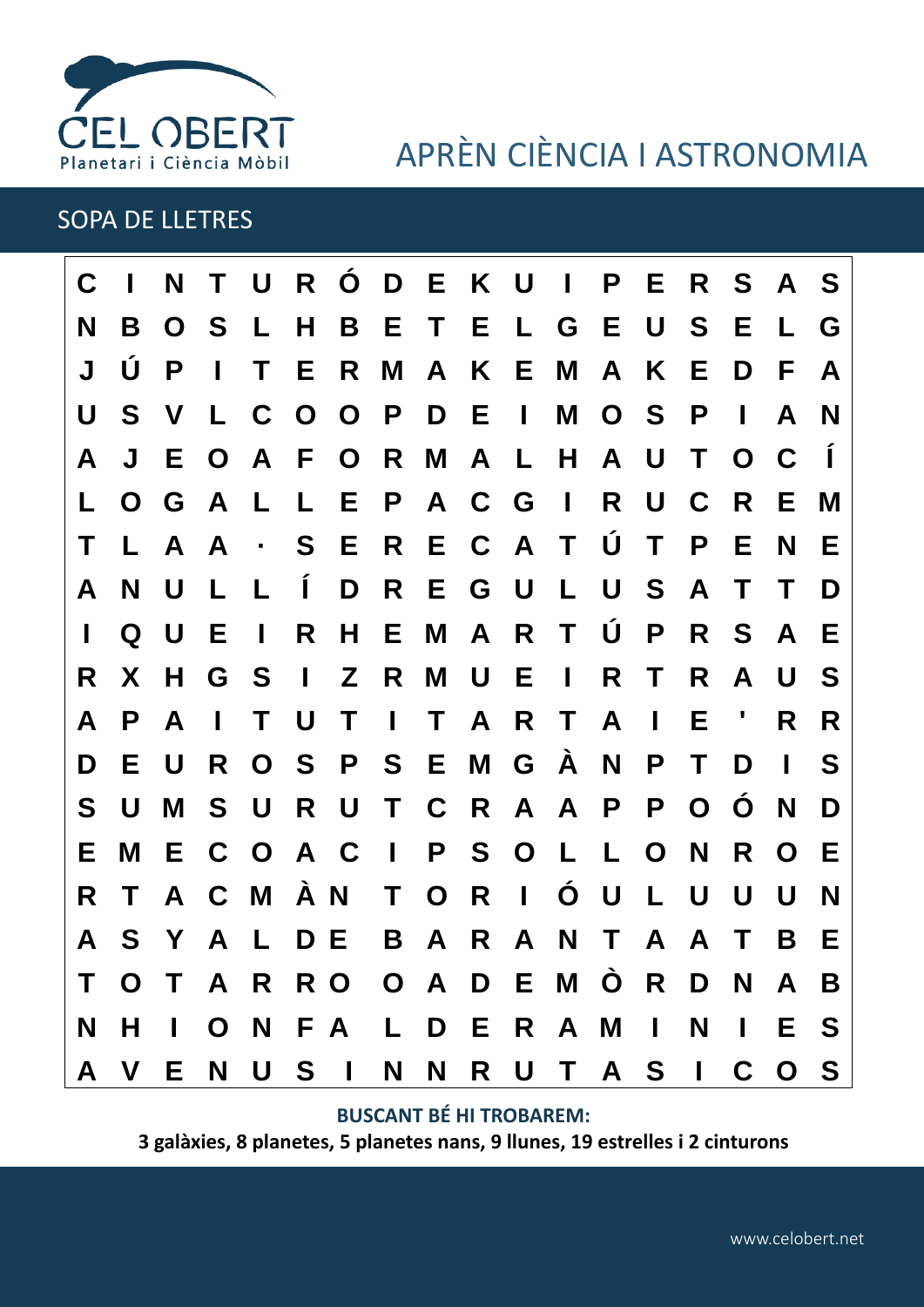# APRÈN CIÈNCIA I ASTRONOMIA

## SOPA DE LLETRES

```
C I N T U R Ó D E K U I P E R S A S
N B O S L H B E T E L G E U S E L G
J Ú P I T E R M A K E M A K E D F A
U S V L C O O P D E I M O S P I A N
A J E O A F O R M A L H A U T O C Í
L O G A L L E P A C G I R U C R E M
T L A A · S E R E C A T Ú T P E N E
A N U L L Í D R E G U L U S A T T D
I Q U E I R H E M A R T Ú P R S A E
R X H G S I Z R M U E I R T R A U S
A P A I T U T I T A R T A I E ' R R
D E U R O S P S E M G À N P T D I S
S U M S U R U T C R A A P P O Ó N D
E M E C O A C I P S O L L O N R O E
R T A C M À N T O R I Ó U L U U U N
A S Y A L D E B A R A N T A A T B E
T O T A R R O O A D E M Ò R D N A B
N H I O N F A L D E R A M I N I E S
A V E N U S I N N R U T A S I C O S
```

**BUSCANT BÉ HI TROBAREM:**

**3 galàxies, 8 planetes, 5 planetes nans, 9 llunes, 19 estrelles i 2 cinturons**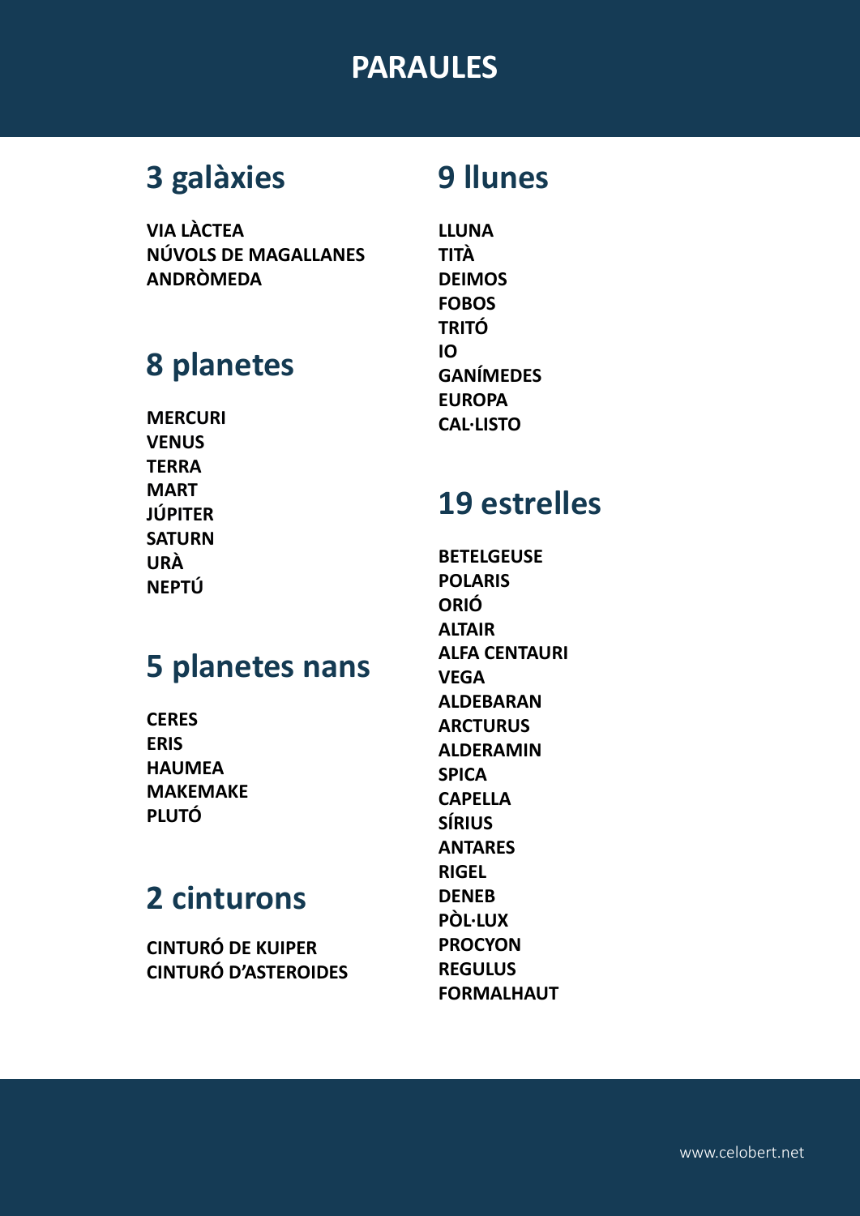# PARAULES

## 3 galàxies

VIA LÀCTEA
NÚVOLS DE MAGALLANES
ANDRÒMEDA

## 8 planetes

MERCURI
VENUS
TERRA
MART
JÚPITER
SATURN
URÀ
NEPTÚ

## 5 planetes nans

CERES
ERIS
HAUMEA
MAKEMAKE
PLUTÓ

## 2 cinturons

CINTURÓ DE KUIPER
CINTURÓ D'ASTEROIDES

## 9 llunes

LLUNA
TITÀ
DEIMOS
FOBOS
TRITÓ
IO
GANÍMEDES
EUROPA
CAL·LISTO

## 19 estrelles

BETELGEUSE
POLARIS
ORIÓ
ALTAIR
ALFA CENTAURI
VEGA
ALDEBARAN
ARCTURUS
ALDERAMIN
SPICA
CAPELLA
SÍRIUS
ANTARES
RIGEL
DENEB
PÒL·LUX
PROCYON
REGULUS
FORMALHAUT

www.celobert.net